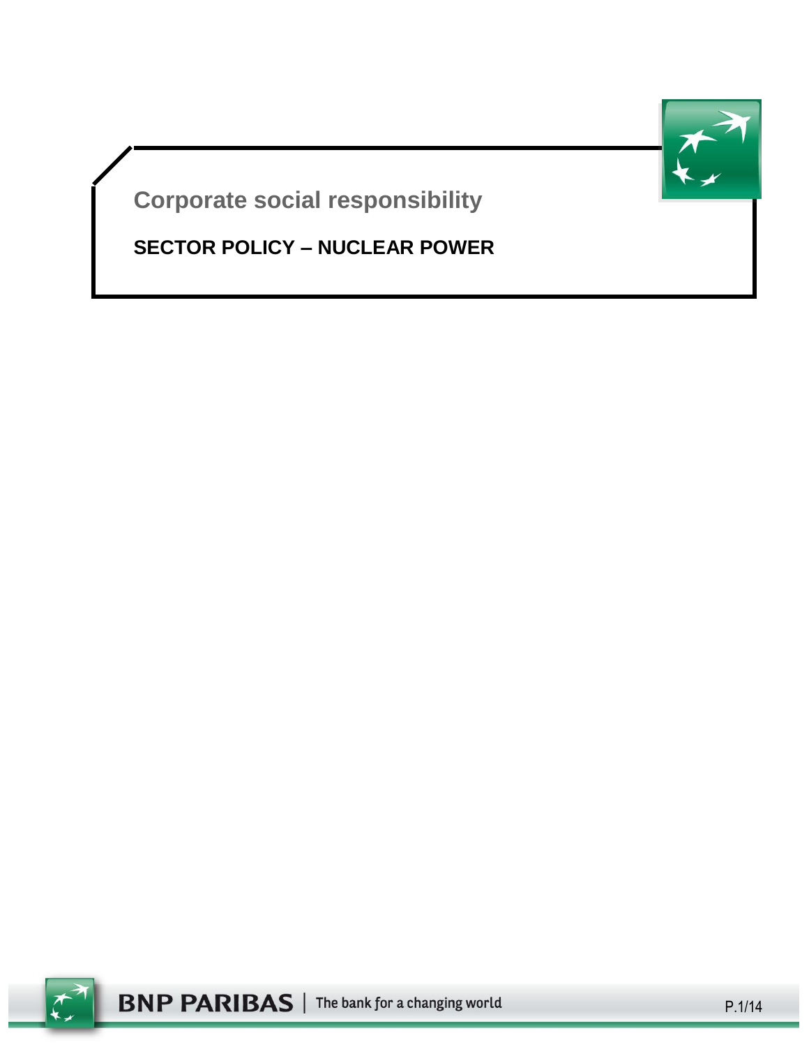# Corporate social responsibility

## SECTOR POLICY – NUCLEAR POWER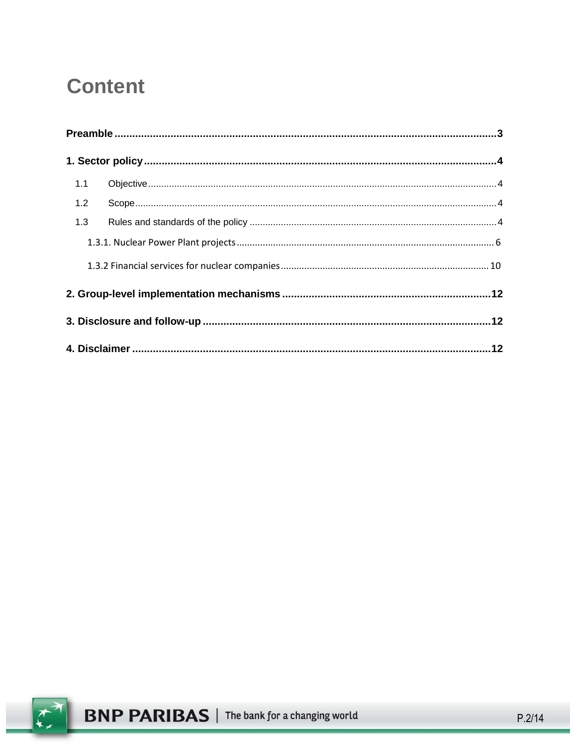# Content

**Preamble** .......... 3

**1. Sector policy** .......... 4

- 1.1 Objective .......... 4
- 1.2 Scope .......... 4
- 1.3 Rules and standards of the policy .......... 4
  - 1.3.1. Nuclear Power Plant projects .......... 6
  - 1.3.2 Financial services for nuclear companies .......... 10

**2. Group-level implementation mechanisms** .......... 12

**3. Disclosure and follow-up** .......... 12

**4. Disclaimer** .......... 12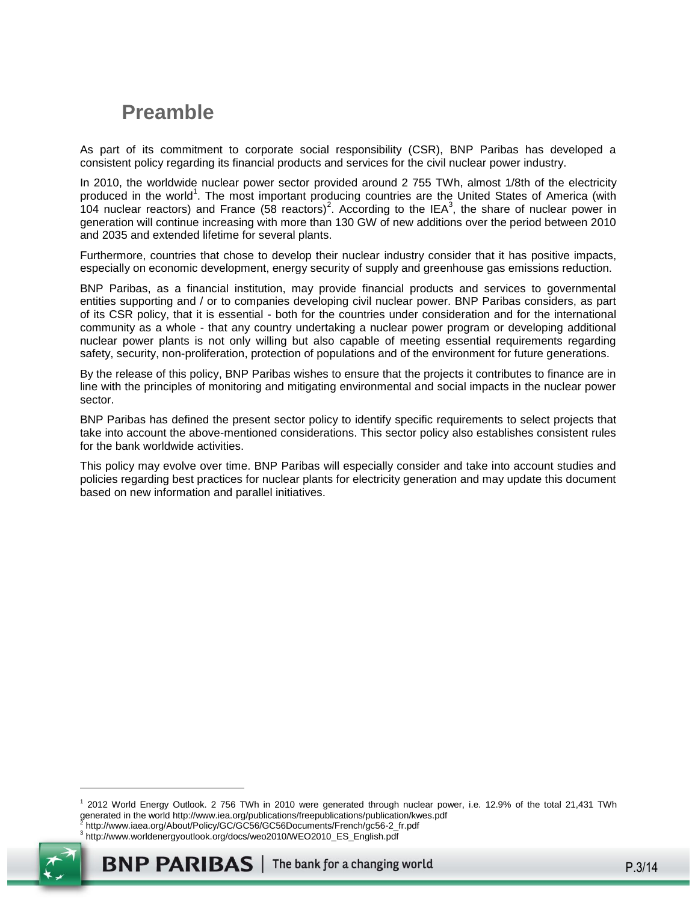# Preamble

As part of its commitment to corporate social responsibility (CSR), BNP Paribas has developed a consistent policy regarding its financial products and services for the civil nuclear power industry.

In 2010, the worldwide nuclear power sector provided around 2 755 TWh, almost 1/8th of the electricity produced in the world[1]. The most important producing countries are the United States of America (with 104 nuclear reactors) and France (58 reactors)[2]. According to the IEA[3], the share of nuclear power in generation will continue increasing with more than 130 GW of new additions over the period between 2010 and 2035 and extended lifetime for several plants.

Furthermore, countries that chose to develop their nuclear industry consider that it has positive impacts, especially on economic development, energy security of supply and greenhouse gas emissions reduction.

BNP Paribas, as a financial institution, may provide financial products and services to governmental entities supporting and / or to companies developing civil nuclear power. BNP Paribas considers, as part of its CSR policy, that it is essential - both for the countries under consideration and for the international community as a whole - that any country undertaking a nuclear power program or developing additional nuclear power plants is not only willing but also capable of meeting essential requirements regarding safety, security, non-proliferation, protection of populations and of the environment for future generations.

By the release of this policy, BNP Paribas wishes to ensure that the projects it contributes to finance are in line with the principles of monitoring and mitigating environmental and social impacts in the nuclear power sector.

BNP Paribas has defined the present sector policy to identify specific requirements to select projects that take into account the above-mentioned considerations. This sector policy also establishes consistent rules for the bank worldwide activities.

This policy may evolve over time. BNP Paribas will especially consider and take into account studies and policies regarding best practices for nuclear plants for electricity generation and may update this document based on new information and parallel initiatives.

---

[1] 2012 World Energy Outlook. 2 756 TWh in 2010 were generated through nuclear power, i.e. 12.9% of the total 21,431 TWh generated in the world http://www.iea.org/publications/freepublications/publication/kwes.pdf

[2] http://www.iaea.org/About/Policy/GC/GC56/GC56Documents/French/gc56-2_fr.pdf

[3] http://www.worldenergyoutlook.org/docs/weo2010/WEO2010_ES_English.pdf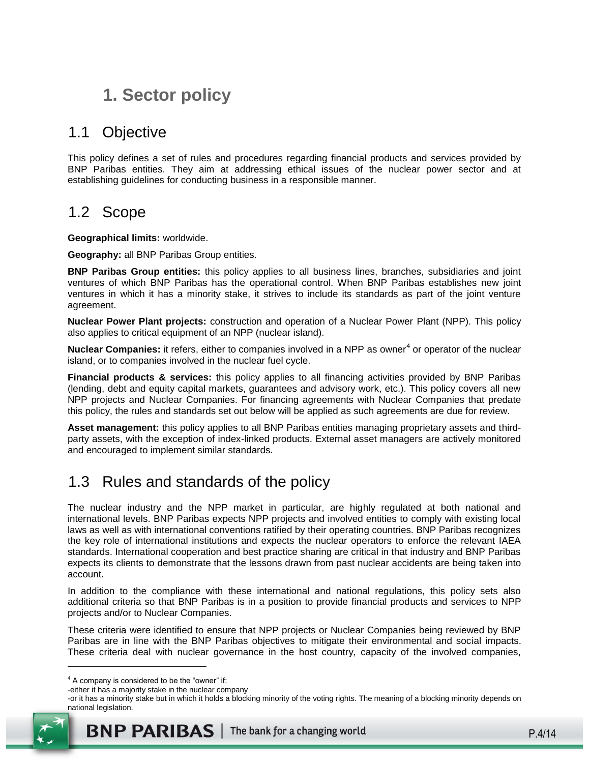# 1. Sector policy

## 1.1 Objective

This policy defines a set of rules and procedures regarding financial products and services provided by BNP Paribas entities. They aim at addressing ethical issues of the nuclear power sector and at establishing guidelines for conducting business in a responsible manner.

## 1.2 Scope

**Geographical limits:** worldwide.

**Geography:** all BNP Paribas Group entities.

**BNP Paribas Group entities:** this policy applies to all business lines, branches, subsidiaries and joint ventures of which BNP Paribas has the operational control. When BNP Paribas establishes new joint ventures in which it has a minority stake, it strives to include its standards as part of the joint venture agreement.

**Nuclear Power Plant projects:** construction and operation of a Nuclear Power Plant (NPP). This policy also applies to critical equipment of an NPP (nuclear island).

**Nuclear Companies:** it refers, either to companies involved in a NPP as owner[4] or operator of the nuclear island, or to companies involved in the nuclear fuel cycle.

**Financial products & services:** this policy applies to all financing activities provided by BNP Paribas (lending, debt and equity capital markets, guarantees and advisory work, etc.). This policy covers all new NPP projects and Nuclear Companies. For financing agreements with Nuclear Companies that predate this policy, the rules and standards set out below will be applied as such agreements are due for review.

**Asset management:** this policy applies to all BNP Paribas entities managing proprietary assets and third-party assets, with the exception of index-linked products. External asset managers are actively monitored and encouraged to implement similar standards.

## 1.3 Rules and standards of the policy

The nuclear industry and the NPP market in particular, are highly regulated at both national and international levels. BNP Paribas expects NPP projects and involved entities to comply with existing local laws as well as with international conventions ratified by their operating countries. BNP Paribas recognizes the key role of international institutions and expects the nuclear operators to enforce the relevant IAEA standards. International cooperation and best practice sharing are critical in that industry and BNP Paribas expects its clients to demonstrate that the lessons drawn from past nuclear accidents are being taken into account.

In addition to the compliance with these international and national regulations, this policy sets also additional criteria so that BNP Paribas is in a position to provide financial products and services to NPP projects and/or to Nuclear Companies.

These criteria were identified to ensure that NPP projects or Nuclear Companies being reviewed by BNP Paribas are in line with the BNP Paribas objectives to mitigate their environmental and social impacts. These criteria deal with nuclear governance in the host country, capacity of the involved companies,

---

[4] A company is considered to be the "owner" if:
-either it has a majority stake in the nuclear company
-or it has a minority stake but in which it holds a blocking minority of the voting rights. The meaning of a blocking minority depends on national legislation.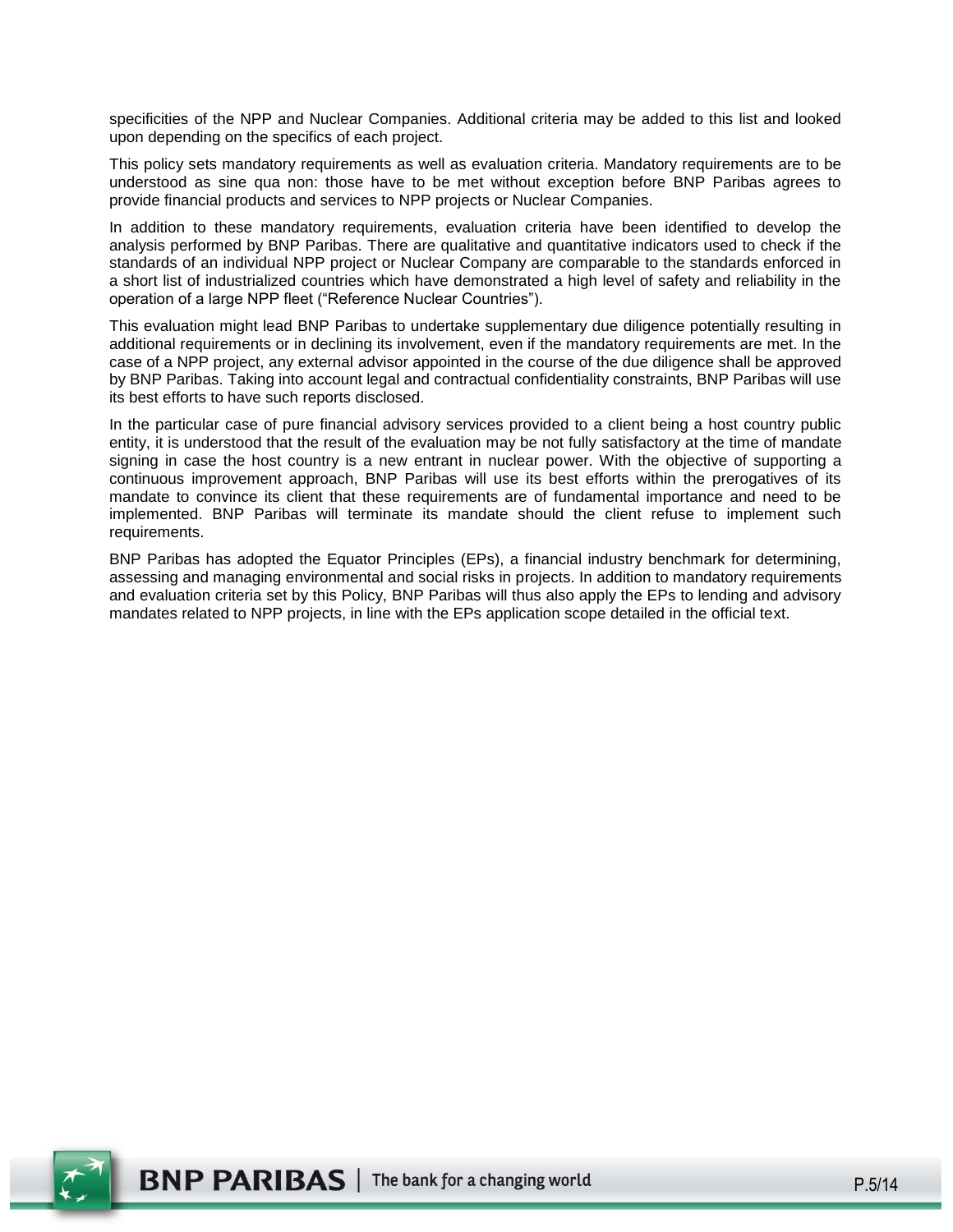specificities of the NPP and Nuclear Companies. Additional criteria may be added to this list and looked upon depending on the specifics of each project.

This policy sets mandatory requirements as well as evaluation criteria. Mandatory requirements are to be understood as sine qua non: those have to be met without exception before BNP Paribas agrees to provide financial products and services to NPP projects or Nuclear Companies.

In addition to these mandatory requirements, evaluation criteria have been identified to develop the analysis performed by BNP Paribas. There are qualitative and quantitative indicators used to check if the standards of an individual NPP project or Nuclear Company are comparable to the standards enforced in a short list of industrialized countries which have demonstrated a high level of safety and reliability in the operation of a large NPP fleet ("Reference Nuclear Countries").

This evaluation might lead BNP Paribas to undertake supplementary due diligence potentially resulting in additional requirements or in declining its involvement, even if the mandatory requirements are met. In the case of a NPP project, any external advisor appointed in the course of the due diligence shall be approved by BNP Paribas. Taking into account legal and contractual confidentiality constraints, BNP Paribas will use its best efforts to have such reports disclosed.

In the particular case of pure financial advisory services provided to a client being a host country public entity, it is understood that the result of the evaluation may be not fully satisfactory at the time of mandate signing in case the host country is a new entrant in nuclear power. With the objective of supporting a continuous improvement approach, BNP Paribas will use its best efforts within the prerogatives of its mandate to convince its client that these requirements are of fundamental importance and need to be implemented. BNP Paribas will terminate its mandate should the client refuse to implement such requirements.

BNP Paribas has adopted the Equator Principles (EPs), a financial industry benchmark for determining, assessing and managing environmental and social risks in projects. In addition to mandatory requirements and evaluation criteria set by this Policy, BNP Paribas will thus also apply the EPs to lending and advisory mandates related to NPP projects, in line with the EPs application scope detailed in the official text.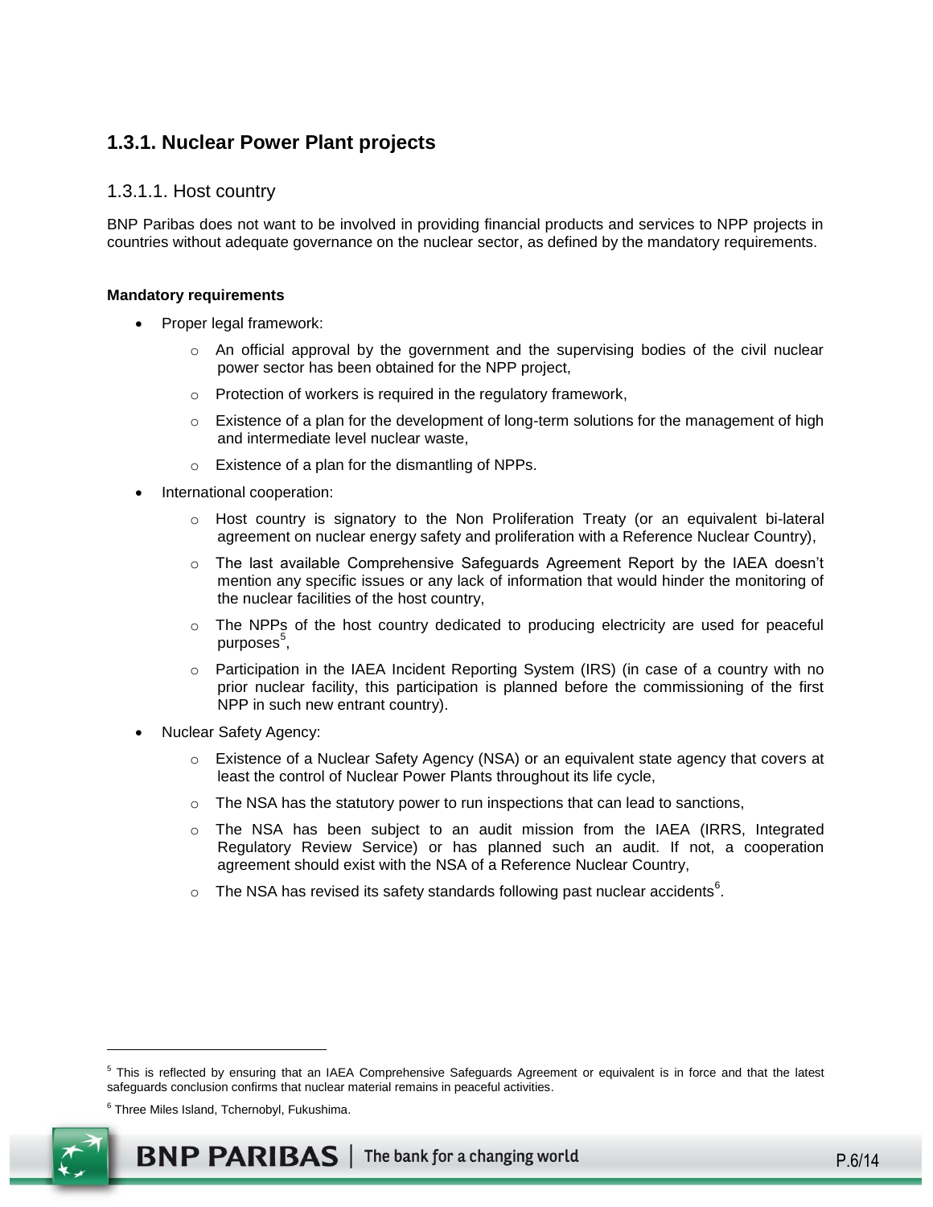## 1.3.1. Nuclear Power Plant projects

### 1.3.1.1. Host country

BNP Paribas does not want to be involved in providing financial products and services to NPP projects in countries without adequate governance on the nuclear sector, as defined by the mandatory requirements.

**Mandatory requirements**

- Proper legal framework:
  - An official approval by the government and the supervising bodies of the civil nuclear power sector has been obtained for the NPP project,
  - Protection of workers is required in the regulatory framework,
  - Existence of a plan for the development of long-term solutions for the management of high and intermediate level nuclear waste,
  - Existence of a plan for the dismantling of NPPs.
- International cooperation:
  - Host country is signatory to the Non Proliferation Treaty (or an equivalent bi-lateral agreement on nuclear energy safety and proliferation with a Reference Nuclear Country),
  - The last available Comprehensive Safeguards Agreement Report by the IAEA doesn't mention any specific issues or any lack of information that would hinder the monitoring of the nuclear facilities of the host country,
  - The NPPs of the host country dedicated to producing electricity are used for peaceful purposes[5],
  - Participation in the IAEA Incident Reporting System (IRS) (in case of a country with no prior nuclear facility, this participation is planned before the commissioning of the first NPP in such new entrant country).
- Nuclear Safety Agency:
  - Existence of a Nuclear Safety Agency (NSA) or an equivalent state agency that covers at least the control of Nuclear Power Plants throughout its life cycle,
  - The NSA has the statutory power to run inspections that can lead to sanctions,
  - The NSA has been subject to an audit mission from the IAEA (IRRS, Integrated Regulatory Review Service) or has planned such an audit. If not, a cooperation agreement should exist with the NSA of a Reference Nuclear Country,
  - The NSA has revised its safety standards following past nuclear accidents[6].

---

[5] This is reflected by ensuring that an IAEA Comprehensive Safeguards Agreement or equivalent is in force and that the latest safeguards conclusion confirms that nuclear material remains in peaceful activities.

[6] Three Miles Island, Tchernobyl, Fukushima.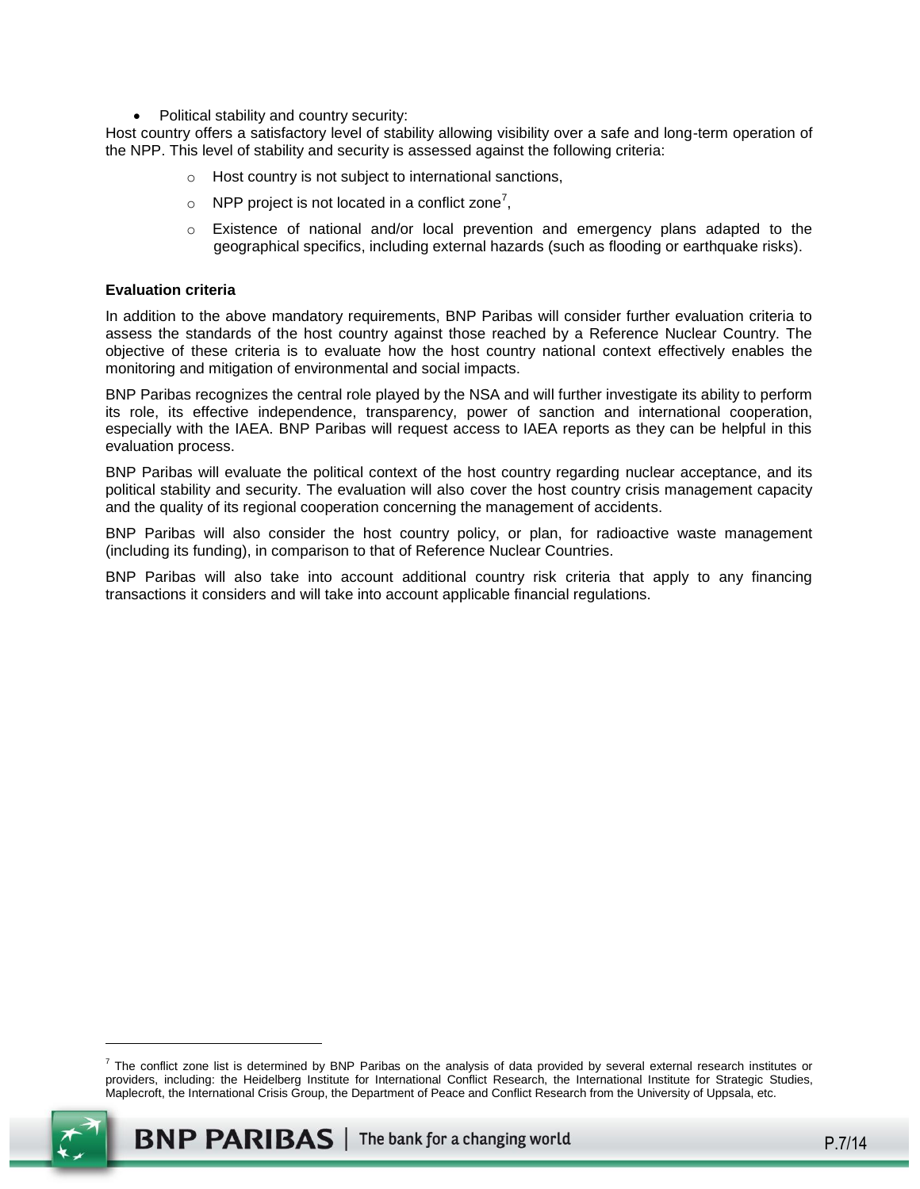- Political stability and country security:

Host country offers a satisfactory level of stability allowing visibility over a safe and long-term operation of the NPP. This level of stability and security is assessed against the following criteria:

  - Host country is not subject to international sanctions,
  - NPP project is not located in a conflict zone[7],
  - Existence of national and/or local prevention and emergency plans adapted to the geographical specifics, including external hazards (such as flooding or earthquake risks).

**Evaluation criteria**

In addition to the above mandatory requirements, BNP Paribas will consider further evaluation criteria to assess the standards of the host country against those reached by a Reference Nuclear Country. The objective of these criteria is to evaluate how the host country national context effectively enables the monitoring and mitigation of environmental and social impacts.

BNP Paribas recognizes the central role played by the NSA and will further investigate its ability to perform its role, its effective independence, transparency, power of sanction and international cooperation, especially with the IAEA. BNP Paribas will request access to IAEA reports as they can be helpful in this evaluation process.

BNP Paribas will evaluate the political context of the host country regarding nuclear acceptance, and its political stability and security. The evaluation will also cover the host country crisis management capacity and the quality of its regional cooperation concerning the management of accidents.

BNP Paribas will also consider the host country policy, or plan, for radioactive waste management (including its funding), in comparison to that of Reference Nuclear Countries.

BNP Paribas will also take into account additional country risk criteria that apply to any financing transactions it considers and will take into account applicable financial regulations.

[7] The conflict zone list is determined by BNP Paribas on the analysis of data provided by several external research institutes or providers, including: the Heidelberg Institute for International Conflict Research, the International Institute for Strategic Studies, Maplecroft, the International Crisis Group, the Department of Peace and Conflict Research from the University of Uppsala, etc.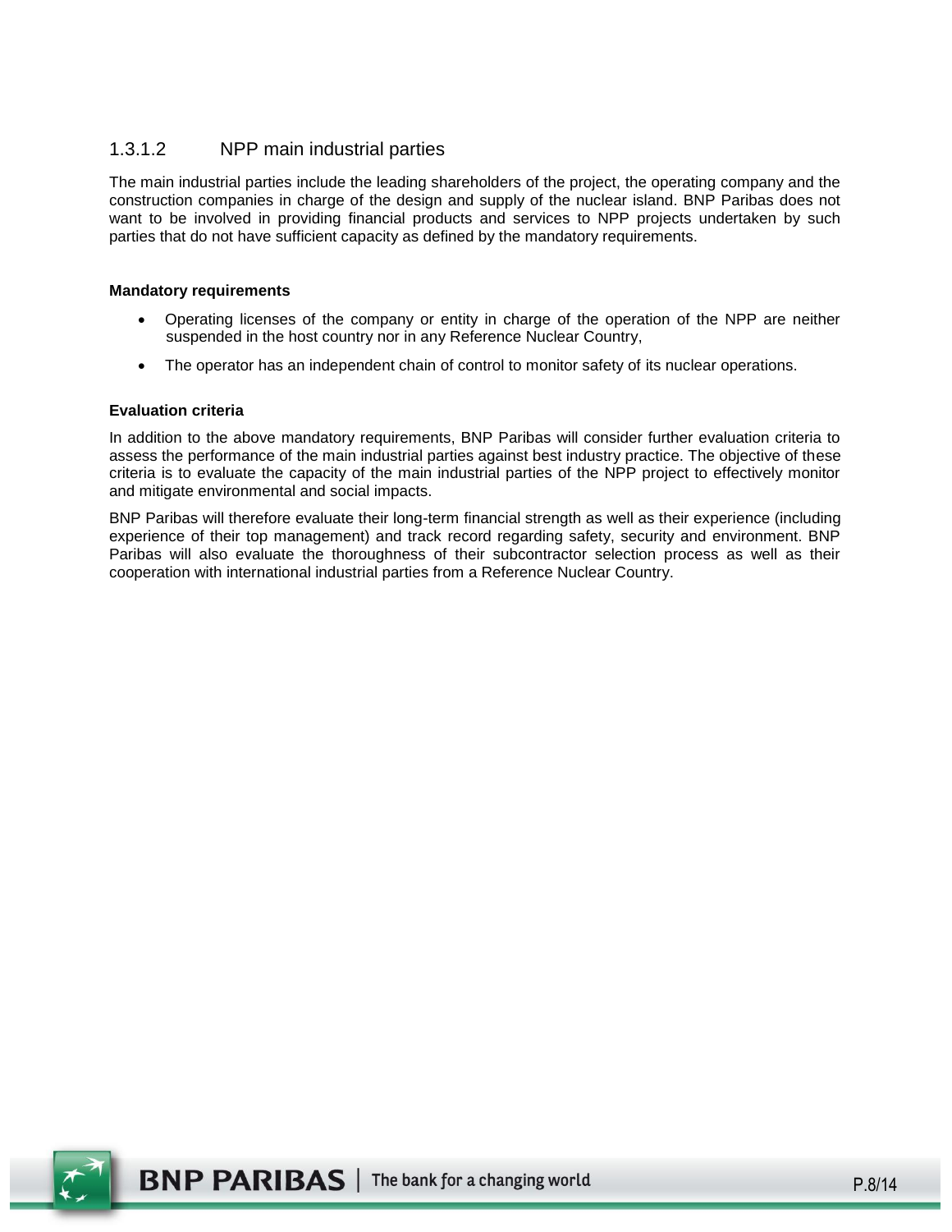#### 1.3.1.2 NPP main industrial parties

The main industrial parties include the leading shareholders of the project, the operating company and the construction companies in charge of the design and supply of the nuclear island. BNP Paribas does not want to be involved in providing financial products and services to NPP projects undertaken by such parties that do not have sufficient capacity as defined by the mandatory requirements.

**Mandatory requirements**

- Operating licenses of the company or entity in charge of the operation of the NPP are neither suspended in the host country nor in any Reference Nuclear Country,
- The operator has an independent chain of control to monitor safety of its nuclear operations.

**Evaluation criteria**

In addition to the above mandatory requirements, BNP Paribas will consider further evaluation criteria to assess the performance of the main industrial parties against best industry practice. The objective of these criteria is to evaluate the capacity of the main industrial parties of the NPP project to effectively monitor and mitigate environmental and social impacts.

BNP Paribas will therefore evaluate their long-term financial strength as well as their experience (including experience of their top management) and track record regarding safety, security and environment. BNP Paribas will also evaluate the thoroughness of their subcontractor selection process as well as their cooperation with international industrial parties from a Reference Nuclear Country.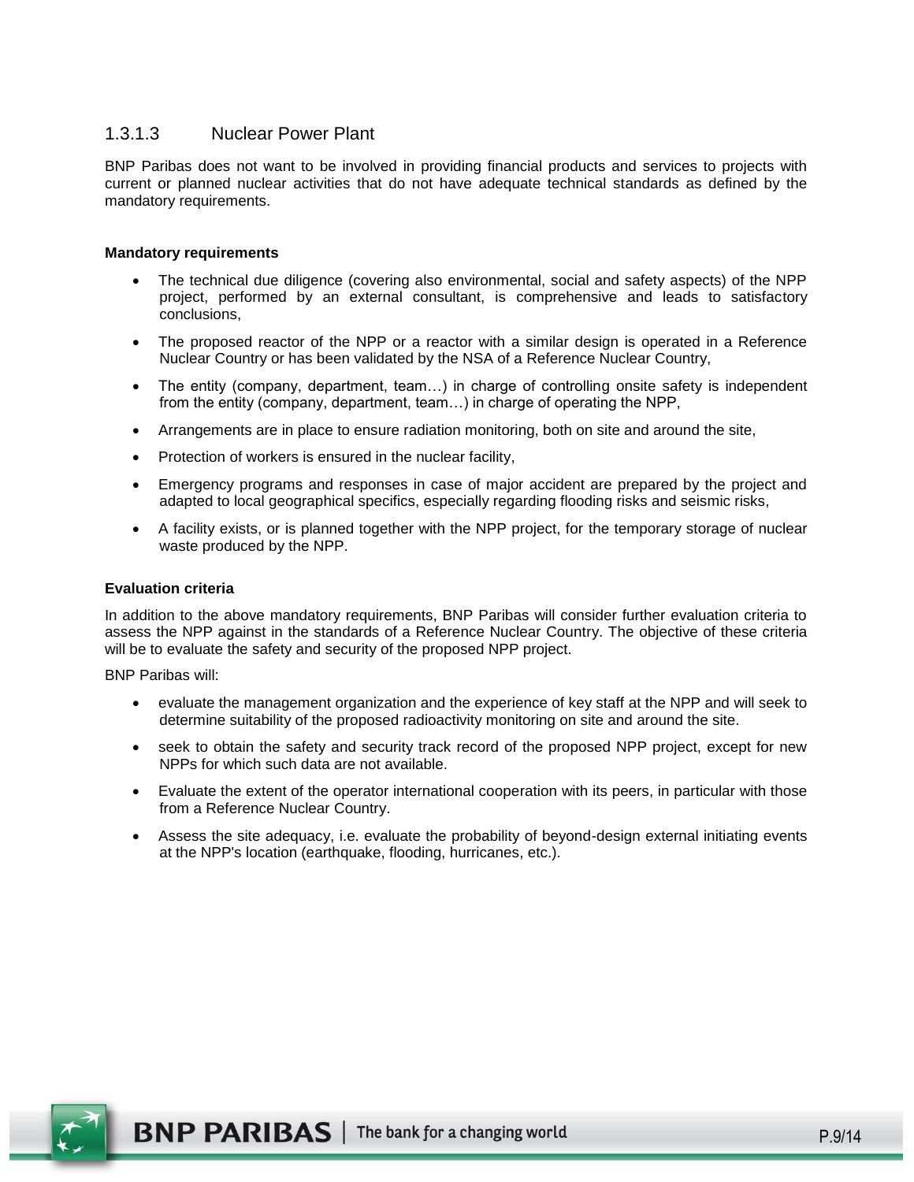### 1.3.1.3 Nuclear Power Plant

BNP Paribas does not want to be involved in providing financial products and services to projects with current or planned nuclear activities that do not have adequate technical standards as defined by the mandatory requirements.

**Mandatory requirements**

- The technical due diligence (covering also environmental, social and safety aspects) of the NPP project, performed by an external consultant, is comprehensive and leads to satisfactory conclusions,
- The proposed reactor of the NPP or a reactor with a similar design is operated in a Reference Nuclear Country or has been validated by the NSA of a Reference Nuclear Country,
- The entity (company, department, team…) in charge of controlling onsite safety is independent from the entity (company, department, team…) in charge of operating the NPP,
- Arrangements are in place to ensure radiation monitoring, both on site and around the site,
- Protection of workers is ensured in the nuclear facility,
- Emergency programs and responses in case of major accident are prepared by the project and adapted to local geographical specifics, especially regarding flooding risks and seismic risks,
- A facility exists, or is planned together with the NPP project, for the temporary storage of nuclear waste produced by the NPP.

**Evaluation criteria**

In addition to the above mandatory requirements, BNP Paribas will consider further evaluation criteria to assess the NPP against in the standards of a Reference Nuclear Country. The objective of these criteria will be to evaluate the safety and security of the proposed NPP project.

BNP Paribas will:

- evaluate the management organization and the experience of key staff at the NPP and will seek to determine suitability of the proposed radioactivity monitoring on site and around the site.
- seek to obtain the safety and security track record of the proposed NPP project, except for new NPPs for which such data are not available.
- Evaluate the extent of the operator international cooperation with its peers, in particular with those from a Reference Nuclear Country.
- Assess the site adequacy, i.e. evaluate the probability of beyond-design external initiating events at the NPP's location (earthquake, flooding, hurricanes, etc.).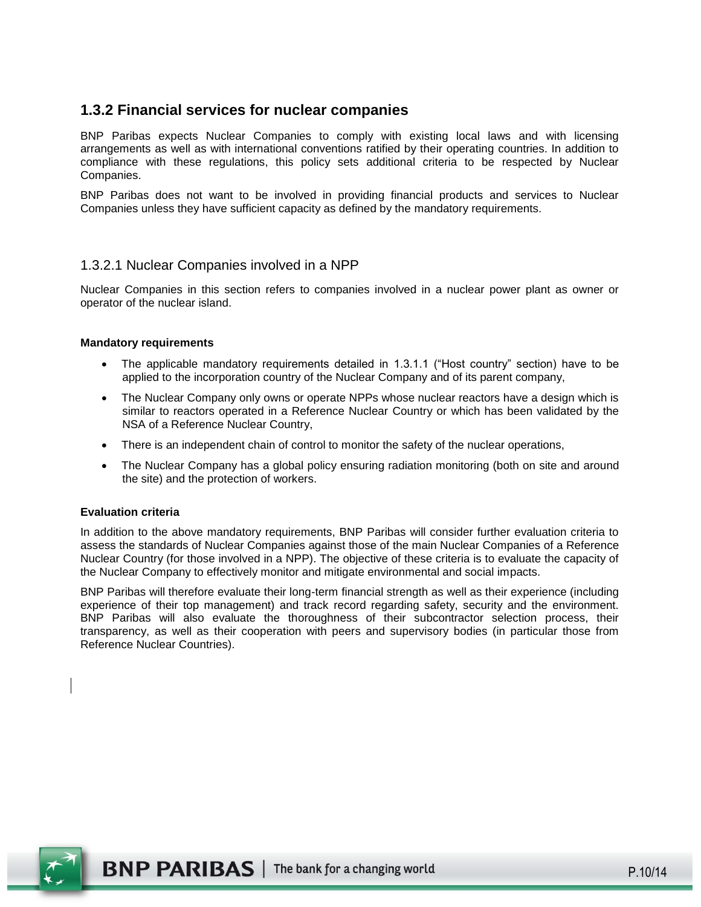## 1.3.2 Financial services for nuclear companies

BNP Paribas expects Nuclear Companies to comply with existing local laws and with licensing arrangements as well as with international conventions ratified by their operating countries. In addition to compliance with these regulations, this policy sets additional criteria to be respected by Nuclear Companies.

BNP Paribas does not want to be involved in providing financial products and services to Nuclear Companies unless they have sufficient capacity as defined by the mandatory requirements.

### 1.3.2.1 Nuclear Companies involved in a NPP

Nuclear Companies in this section refers to companies involved in a nuclear power plant as owner or operator of the nuclear island.

**Mandatory requirements**

- The applicable mandatory requirements detailed in 1.3.1.1 ("Host country" section) have to be applied to the incorporation country of the Nuclear Company and of its parent company,
- The Nuclear Company only owns or operate NPPs whose nuclear reactors have a design which is similar to reactors operated in a Reference Nuclear Country or which has been validated by the NSA of a Reference Nuclear Country,
- There is an independent chain of control to monitor the safety of the nuclear operations,
- The Nuclear Company has a global policy ensuring radiation monitoring (both on site and around the site) and the protection of workers.

**Evaluation criteria**

In addition to the above mandatory requirements, BNP Paribas will consider further evaluation criteria to assess the standards of Nuclear Companies against those of the main Nuclear Companies of a Reference Nuclear Country (for those involved in a NPP). The objective of these criteria is to evaluate the capacity of the Nuclear Company to effectively monitor and mitigate environmental and social impacts.

BNP Paribas will therefore evaluate their long-term financial strength as well as their experience (including experience of their top management) and track record regarding safety, security and the environment. BNP Paribas will also evaluate the thoroughness of their subcontractor selection process, their transparency, as well as their cooperation with peers and supervisory bodies (in particular those from Reference Nuclear Countries).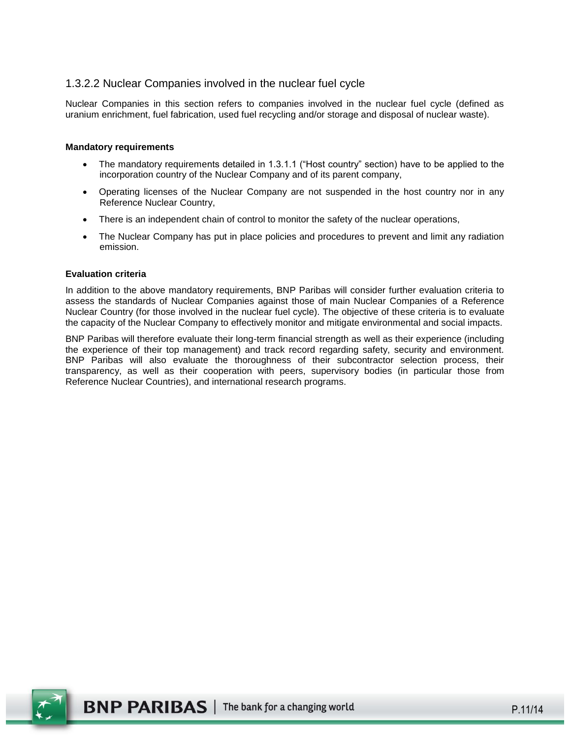### 1.3.2.2 Nuclear Companies involved in the nuclear fuel cycle

Nuclear Companies in this section refers to companies involved in the nuclear fuel cycle (defined as uranium enrichment, fuel fabrication, used fuel recycling and/or storage and disposal of nuclear waste).

**Mandatory requirements**

- The mandatory requirements detailed in 1.3.1.1 ("Host country" section) have to be applied to the incorporation country of the Nuclear Company and of its parent company,
- Operating licenses of the Nuclear Company are not suspended in the host country nor in any Reference Nuclear Country,
- There is an independent chain of control to monitor the safety of the nuclear operations,
- The Nuclear Company has put in place policies and procedures to prevent and limit any radiation emission.

**Evaluation criteria**

In addition to the above mandatory requirements, BNP Paribas will consider further evaluation criteria to assess the standards of Nuclear Companies against those of main Nuclear Companies of a Reference Nuclear Country (for those involved in the nuclear fuel cycle). The objective of these criteria is to evaluate the capacity of the Nuclear Company to effectively monitor and mitigate environmental and social impacts.

BNP Paribas will therefore evaluate their long-term financial strength as well as their experience (including the experience of their top management) and track record regarding safety, security and environment. BNP Paribas will also evaluate the thoroughness of their subcontractor selection process, their transparency, as well as their cooperation with peers, supervisory bodies (in particular those from Reference Nuclear Countries), and international research programs.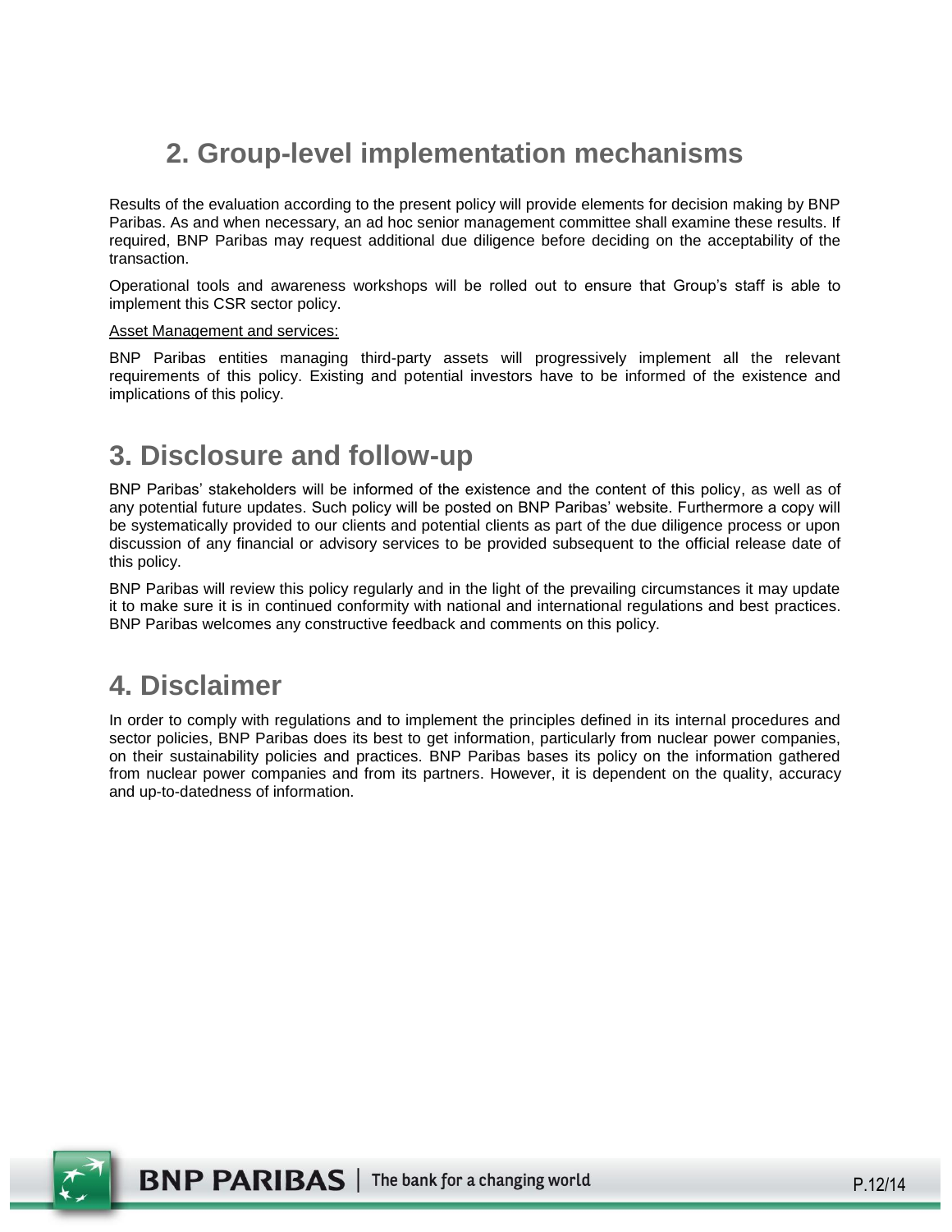## 2. Group-level implementation mechanisms

Results of the evaluation according to the present policy will provide elements for decision making by BNP Paribas. As and when necessary, an ad hoc senior management committee shall examine these results. If required, BNP Paribas may request additional due diligence before deciding on the acceptability of the transaction.

Operational tools and awareness workshops will be rolled out to ensure that Group's staff is able to implement this CSR sector policy.

Asset Management and services:

BNP Paribas entities managing third-party assets will progressively implement all the relevant requirements of this policy. Existing and potential investors have to be informed of the existence and implications of this policy.

## 3. Disclosure and follow-up

BNP Paribas' stakeholders will be informed of the existence and the content of this policy, as well as of any potential future updates. Such policy will be posted on BNP Paribas' website. Furthermore a copy will be systematically provided to our clients and potential clients as part of the due diligence process or upon discussion of any financial or advisory services to be provided subsequent to the official release date of this policy.

BNP Paribas will review this policy regularly and in the light of the prevailing circumstances it may update it to make sure it is in continued conformity with national and international regulations and best practices. BNP Paribas welcomes any constructive feedback and comments on this policy.

## 4. Disclaimer

In order to comply with regulations and to implement the principles defined in its internal procedures and sector policies, BNP Paribas does its best to get information, particularly from nuclear power companies, on their sustainability policies and practices. BNP Paribas bases its policy on the information gathered from nuclear power companies and from its partners. However, it is dependent on the quality, accuracy and up-to-datedness of information.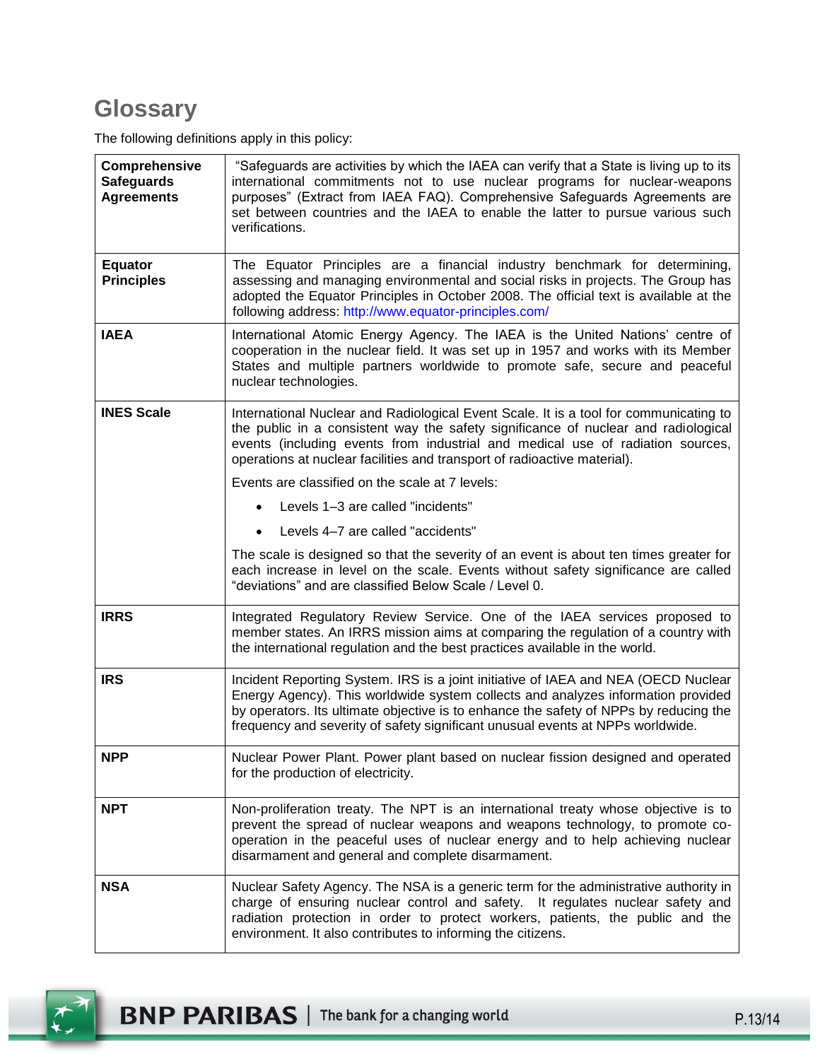# Glossary

The following definitions apply in this policy:

| Term | Definition |
|---|---|
| **Comprehensive Safeguards Agreements** | "Safeguards are activities by which the IAEA can verify that a State is living up to its international commitments not to use nuclear programs for nuclear-weapons purposes" (Extract from IAEA FAQ). Comprehensive Safeguards Agreements are set between countries and the IAEA to enable the latter to pursue various such verifications. |
| **Equator Principles** | The Equator Principles are a financial industry benchmark for determining, assessing and managing environmental and social risks in projects. The Group has adopted the Equator Principles in October 2008. The official text is available at the following address: http://www.equator-principles.com/ |
| **IAEA** | International Atomic Energy Agency. The IAEA is the United Nations' centre of cooperation in the nuclear field. It was set up in 1957 and works with its Member States and multiple partners worldwide to promote safe, secure and peaceful nuclear technologies. |
| **INES Scale** | International Nuclear and Radiological Event Scale. It is a tool for communicating to the public in a consistent way the safety significance of nuclear and radiological events (including events from industrial and medical use of radiation sources, operations at nuclear facilities and transport of radioactive material).<br><br>Events are classified on the scale at 7 levels:<br>• Levels 1–3 are called "incidents"<br>• Levels 4–7 are called "accidents"<br><br>The scale is designed so that the severity of an event is about ten times greater for each increase in level on the scale. Events without safety significance are called "deviations" and are classified Below Scale / Level 0. |
| **IRRS** | Integrated Regulatory Review Service. One of the IAEA services proposed to member states. An IRRS mission aims at comparing the regulation of a country with the international regulation and the best practices available in the world. |
| **IRS** | Incident Reporting System. IRS is a joint initiative of IAEA and NEA (OECD Nuclear Energy Agency). This worldwide system collects and analyzes information provided by operators. Its ultimate objective is to enhance the safety of NPPs by reducing the frequency and severity of safety significant unusual events at NPPs worldwide. |
| **NPP** | Nuclear Power Plant. Power plant based on nuclear fission designed and operated for the production of electricity. |
| **NPT** | Non-proliferation treaty. The NPT is an international treaty whose objective is to prevent the spread of nuclear weapons and weapons technology, to promote co-operation in the peaceful uses of nuclear energy and to help achieving nuclear disarmament and general and complete disarmament. |
| **NSA** | Nuclear Safety Agency. The NSA is a generic term for the administrative authority in charge of ensuring nuclear control and safety. It regulates nuclear safety and radiation protection in order to protect workers, patients, the public and the environment. It also contributes to informing the citizens. |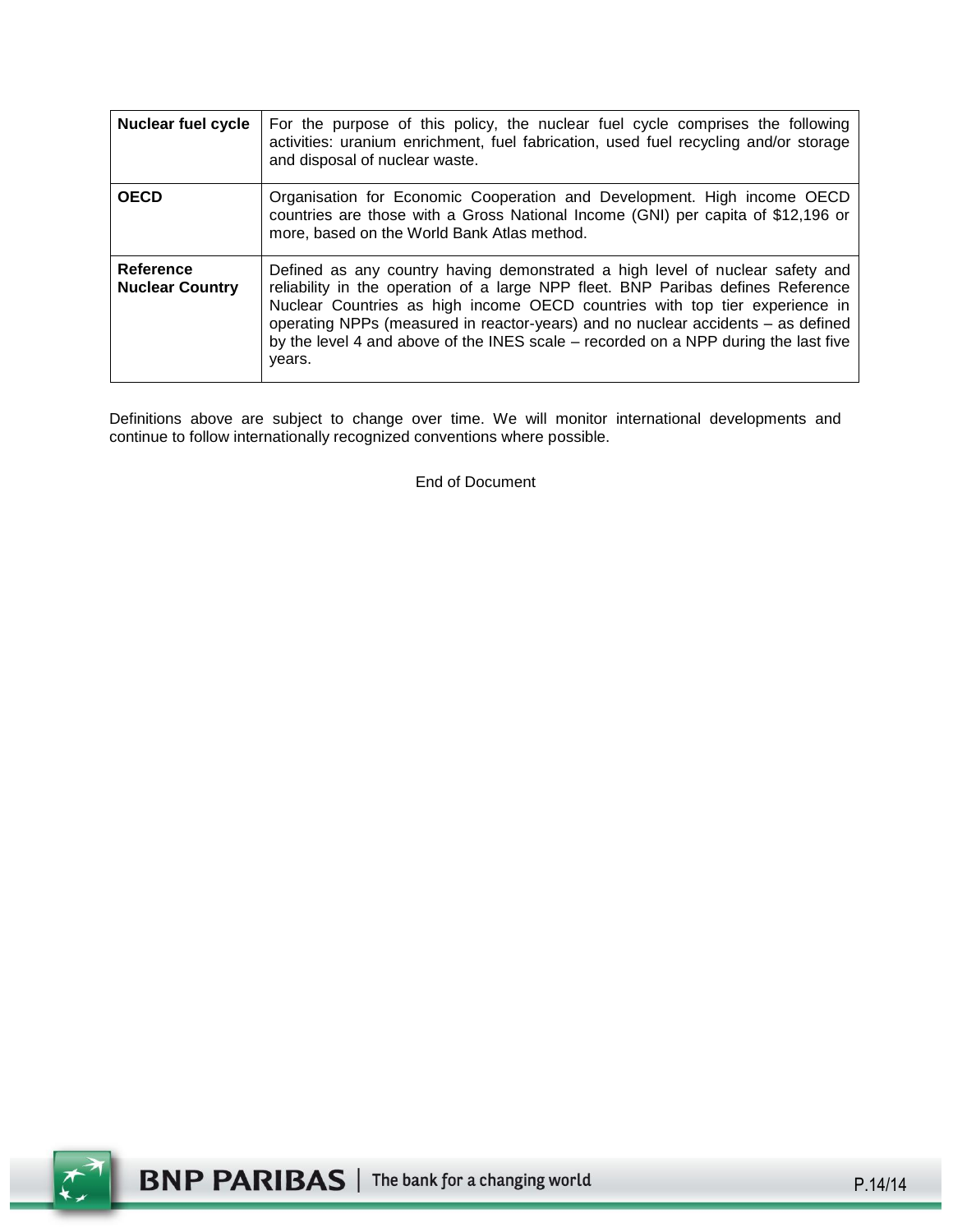| | |
|---|---|
| **Nuclear fuel cycle** | For the purpose of this policy, the nuclear fuel cycle comprises the following activities: uranium enrichment, fuel fabrication, used fuel recycling and/or storage and disposal of nuclear waste. |
| **OECD** | Organisation for Economic Cooperation and Development. High income OECD countries are those with a Gross National Income (GNI) per capita of $12,196 or more, based on the World Bank Atlas method. |
| **Reference Nuclear Country** | Defined as any country having demonstrated a high level of nuclear safety and reliability in the operation of a large NPP fleet. BNP Paribas defines Reference Nuclear Countries as high income OECD countries with top tier experience in operating NPPs (measured in reactor-years) and no nuclear accidents – as defined by the level 4 and above of the INES scale – recorded on a NPP during the last five years. |

Definitions above are subject to change over time. We will monitor international developments and continue to follow internationally recognized conventions where possible.

End of Document